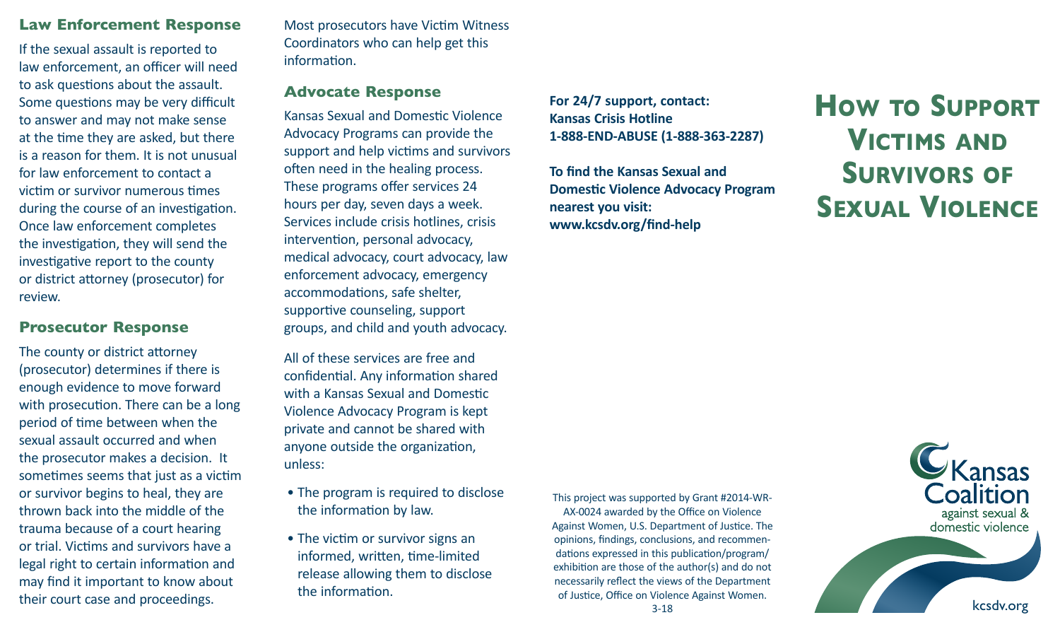## Law Enforcement Response

If the sexual assault is reported to law enforcement, an officer will need to ask questions about the assault. Some questions may be very difficult to answer and may not make sense at the time they are asked, but there is a reason for them. It is not unusual for law enforcement to contact a victim or survivor numerous times during the course of an investigation. Once law enforcement completes the investigation, they will send the investigative report to the county or district attorney (prosecutor) for review.

## Prosecutor Response

The county or district attorney (prosecutor) determines if there is enough evidence to move forward with prosecution. There can be a long period of time between when the sexual assault occurred and when the prosecutor makes a decision. It sometimes seems that just as a victim or survivor begins to heal, they are thrown back into the middle of the trauma because of a court hearing or trial. Victims and survivors have a legal right to certain information and may find it important to know about their court case and proceedings. Most prosecutors have Victim Witness Coordinators who can help get this information.

## Advocate Response

Kansas Sexual and Domestic Violence Advocacy Programs can provide the support and help victims and survivors often need in the healing process. These programs offer services 24 hours per day, seven days a week. Services include crisis hotlines, crisis intervention, personal advocacy, medical advocacy, court advocacy, law enforcement advocacy, emergency accommodations, safe shelter, supportive counseling, support groups, and child and youth advocacy.

All of these services are free and confidential. Any information shared with a Kansas Sexual and Domestic Violence Advocacy Program is kept private and cannot be shared with anyone outside the organization, unless:

- The program is required to disclose the information by law.
- The victim or survivor signs an informed, written, time-limited release allowing them to disclose the information.

**For 24/7 support, contact:**
**Kansas Crisis Hotline**
**1-888-END-ABUSE (1-888-363-2287)**

**To find the Kansas Sexual and Domestic Violence Advocacy Program nearest you visit:**
**www.kcsdv.org/find-help**

This project was supported by Grant #2014-WR-AX-0024 awarded by the Office on Violence Against Women, U.S. Department of Justice. The opinions, findings, conclusions, and recommendations expressed in this publication/program/exhibition are those of the author(s) and do not necessarily reflect the views of the Department of Justice, Office on Violence Against Women.

3-18

# How to Support Victims and Survivors of Sexual Violence

Kansas Coalition against sexual & domestic violence

kcsdv.org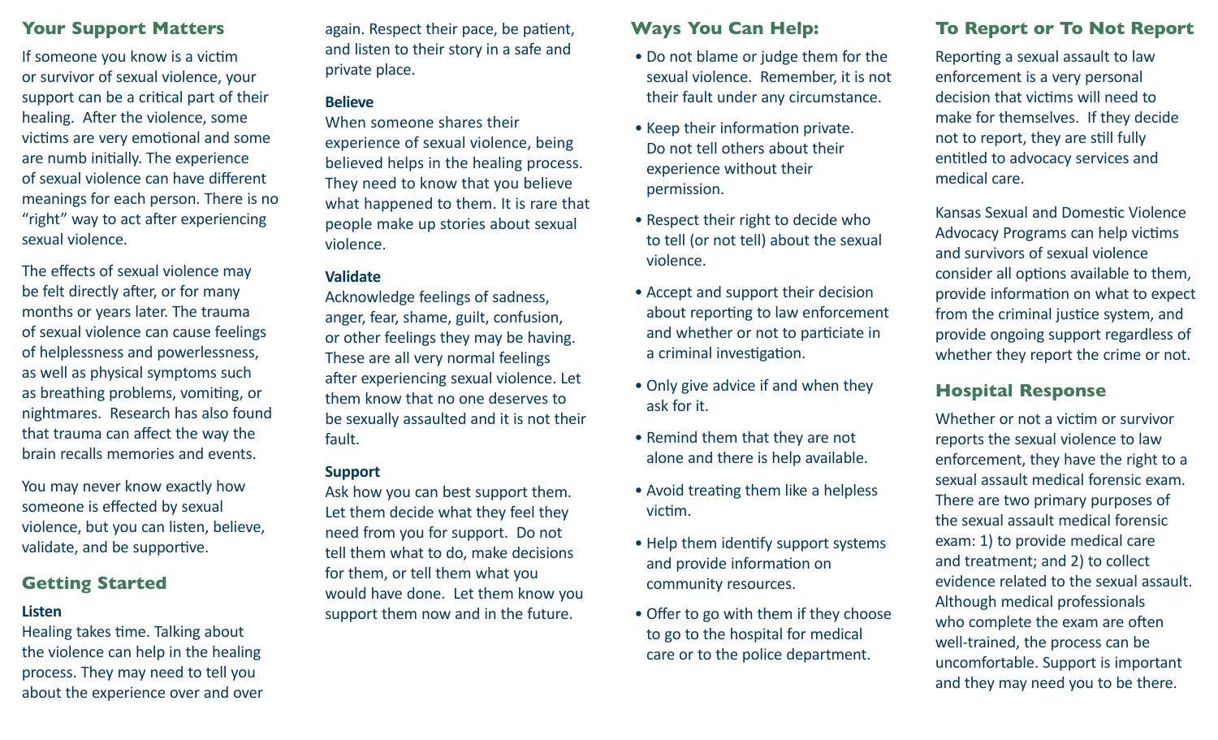## Your Support Matters

If someone you know is a victim or survivor of sexual violence, your support can be a critical part of their healing. After the violence, some victims are very emotional and some are numb initially. The experience of sexual violence can have different meanings for each person. There is no "right" way to act after experiencing sexual violence.

The effects of sexual violence may be felt directly after, or for many months or years later. The trauma of sexual violence can cause feelings of helplessness and powerlessness, as well as physical symptoms such as breathing problems, vomiting, or nightmares. Research has also found that trauma can affect the way the brain recalls memories and events.

You may never know exactly how someone is effected by sexual violence, but you can listen, believe, validate, and be supportive.

## Getting Started

**Listen**
Healing takes time. Talking about the violence can help in the healing process. They may need to tell you about the experience over and over again. Respect their pace, be patient, and listen to their story in a safe and private place.

**Believe**
When someone shares their experience of sexual violence, being believed helps in the healing process. They need to know that you believe what happened to them. It is rare that people make up stories about sexual violence.

**Validate**
Acknowledge feelings of sadness, anger, fear, shame, guilt, confusion, or other feelings they may be having. These are all very normal feelings after experiencing sexual violence. Let them know that no one deserves to be sexually assaulted and it is not their fault.

**Support**
Ask how you can best support them. Let them decide what they feel they need from you for support. Do not tell them what to do, make decisions for them, or tell them what you would have done. Let them know you support them now and in the future.

## Ways You Can Help:

- Do not blame or judge them for the sexual violence. Remember, it is not their fault under any circumstance.
- Keep their information private. Do not tell others about their experience without their permission.
- Respect their right to decide who to tell (or not tell) about the sexual violence.
- Accept and support their decision about reporting to law enforcement and whether or not to particiate in a criminal investigation.
- Only give advice if and when they ask for it.
- Remind them that they are not alone and there is help available.
- Avoid treating them like a helpless victim.
- Help them identify support systems and provide information on community resources.
- Offer to go with them if they choose to go to the hospital for medical care or to the police department.

## To Report or To Not Report

Reporting a sexual assault to law enforcement is a very personal decision that victims will need to make for themselves. If they decide not to report, they are still fully entitled to advocacy services and medical care.

Kansas Sexual and Domestic Violence Advocacy Programs can help victims and survivors of sexual violence consider all options available to them, provide information on what to expect from the criminal justice system, and provide ongoing support regardless of whether they report the crime or not.

## Hospital Response

Whether or not a victim or survivor reports the sexual violence to law enforcement, they have the right to a sexual assault medical forensic exam. There are two primary purposes of the sexual assault medical forensic exam: 1) to provide medical care and treatment; and 2) to collect evidence related to the sexual assault. Although medical professionals who complete the exam are often well-trained, the process can be uncomfortable. Support is important and they may need you to be there.